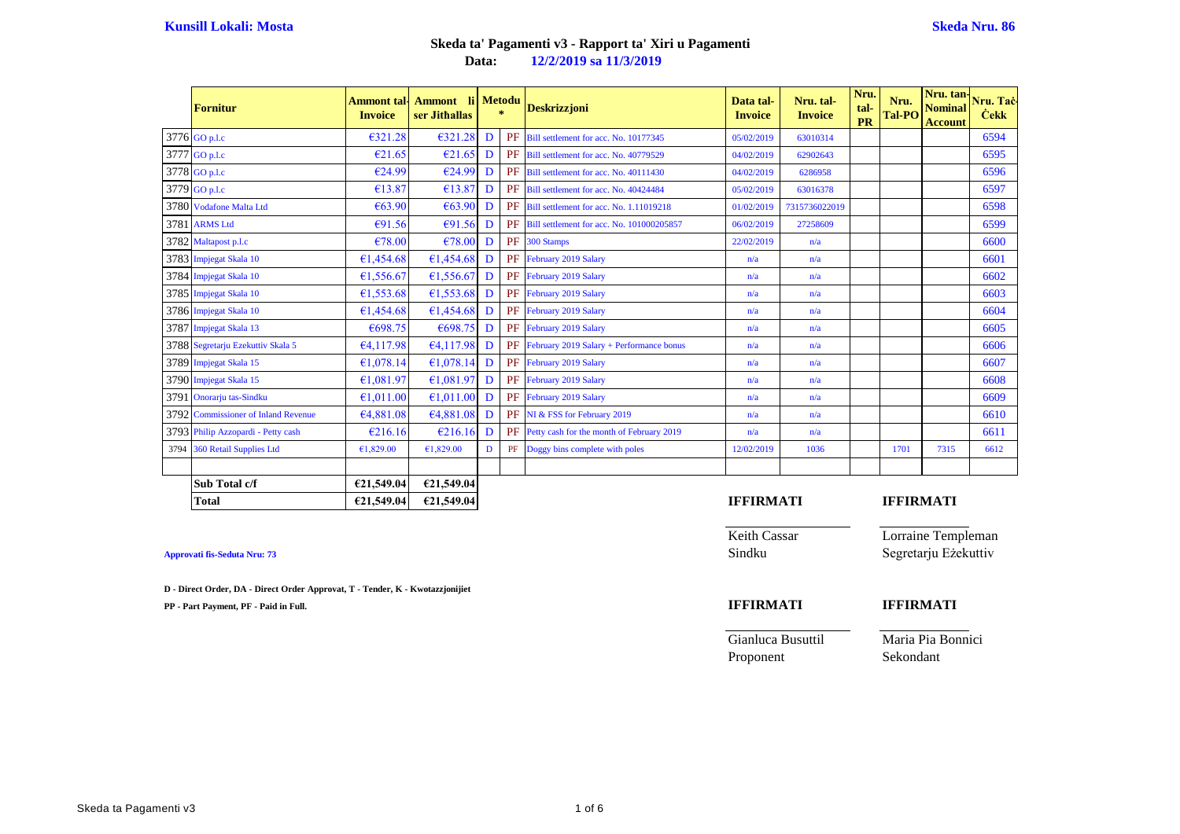**Kunsill Lokali: Mosta** **Skeda Nru. 86**

## Skeda ta' Pagamenti v3 - Rapport ta' Xiri u Pagamenti

**Data: 12/2/2019 sa 11/3/2019**

| | Fornitur | Ammont tal-Invoice | Ammont li ser Jithallas | Metodu * | | Deskrizzjoni | Data tal-Invoice | Nru. tal-Invoice | Nru. tal-PR | Nru. Tal-PO | Nru. tan-Nominal Account | Nru. Taċ-Ċekk |
|---|---|---|---|---|---|---|---|---|---|---|---|---|
| 3776 | GO p.l.c | €321.28 | €321.28 | D | PF | Bill settlement for acc. No. 10177345 | 05/02/2019 | 63010314 | | | | 6594 |
| 3777 | GO p.l.c | €21.65 | €21.65 | D | PF | Bill settlement for acc. No. 40779529 | 04/02/2019 | 62902643 | | | | 6595 |
| 3778 | GO p.l.c | €24.99 | €24.99 | D | PF | Bill settlement for acc. No. 40111430 | 04/02/2019 | 6286958 | | | | 6596 |
| 3779 | GO p.l.c | €13.87 | €13.87 | D | PF | Bill settlement for acc. No. 40424484 | 05/02/2019 | 63016378 | | | | 6597 |
| 3780 | Vodafone Malta Ltd | €63.90 | €63.90 | D | PF | Bill settlement for acc. No. 1.11019218 | 01/02/2019 | 7315736022019 | | | | 6598 |
| 3781 | ARMS Ltd | €91.56 | €91.56 | D | PF | Bill settlement for acc. No. 101000205857 | 06/02/2019 | 27258609 | | | | 6599 |
| 3782 | Maltapost p.l.c | €78.00 | €78.00 | D | PF | 300 Stamps | 22/02/2019 | n/a | | | | 6600 |
| 3783 | Impjegat Skala 10 | €1,454.68 | €1,454.68 | D | PF | February 2019 Salary | n/a | n/a | | | | 6601 |
| 3784 | Impjegat Skala 10 | €1,556.67 | €1,556.67 | D | PF | February 2019 Salary | n/a | n/a | | | | 6602 |
| 3785 | Impjegat Skala 10 | €1,553.68 | €1,553.68 | D | PF | February 2019 Salary | n/a | n/a | | | | 6603 |
| 3786 | Impjegat Skala 10 | €1,454.68 | €1,454.68 | D | PF | February 2019 Salary | n/a | n/a | | | | 6604 |
| 3787 | Impjegat Skala 13 | €698.75 | €698.75 | D | PF | February 2019 Salary | n/a | n/a | | | | 6605 |
| 3788 | Segretarju Ezekuttiv Skala 5 | €4,117.98 | €4,117.98 | D | PF | February 2019 Salary + Performance bonus | n/a | n/a | | | | 6606 |
| 3789 | Impjegat Skala 15 | €1,078.14 | €1,078.14 | D | PF | February 2019 Salary | n/a | n/a | | | | 6607 |
| 3790 | Impjegat Skala 15 | €1,081.97 | €1,081.97 | D | PF | February 2019 Salary | n/a | n/a | | | | 6608 |
| 3791 | Onorarju tas-Sindku | €1,011.00 | €1,011.00 | D | PF | February 2019 Salary | n/a | n/a | | | | 6609 |
| 3792 | Commissioner of Inland Revenue | €4,881.08 | €4,881.08 | D | PF | NI & FSS for February 2019 | n/a | n/a | | | | 6610 |
| 3793 | Philip Azzopardi - Petty cash | €216.16 | €216.16 | D | PF | Petty cash for the month of February 2019 | n/a | n/a | | | | 6611 |
| 3794 | 360 Retail Supplies Ltd | €1,829.00 | €1,829.00 | D | PF | Doggy bins complete with poles | 12/02/2019 | 1036 | | 1701 | 7315 | 6612 |
| | | | | | | | | | | | | |
| | **Sub Total c/f** | **€21,549.04** | **€21,549.04** | | | | | | | | | |
| | **Total** | **€21,549.04** | **€21,549.04** | | | | | | | | | |

**IFFIRMATI** **IFFIRMATI**

Keith Cassar
Sindku

Lorraine Templeman
Segretarju Eżekuttiv

**Approvati fis-Seduta Nru: 73**

**D - Direct Order, DA - Direct Order Approvat, T - Tender, K - Kwotazzjonijiet**

**PP - Part Payment, PF - Paid in Full.**

**IFFIRMATI** **IFFIRMATI**

Gianluca Busuttil
Proponent

Maria Pia Bonnici
Sekondant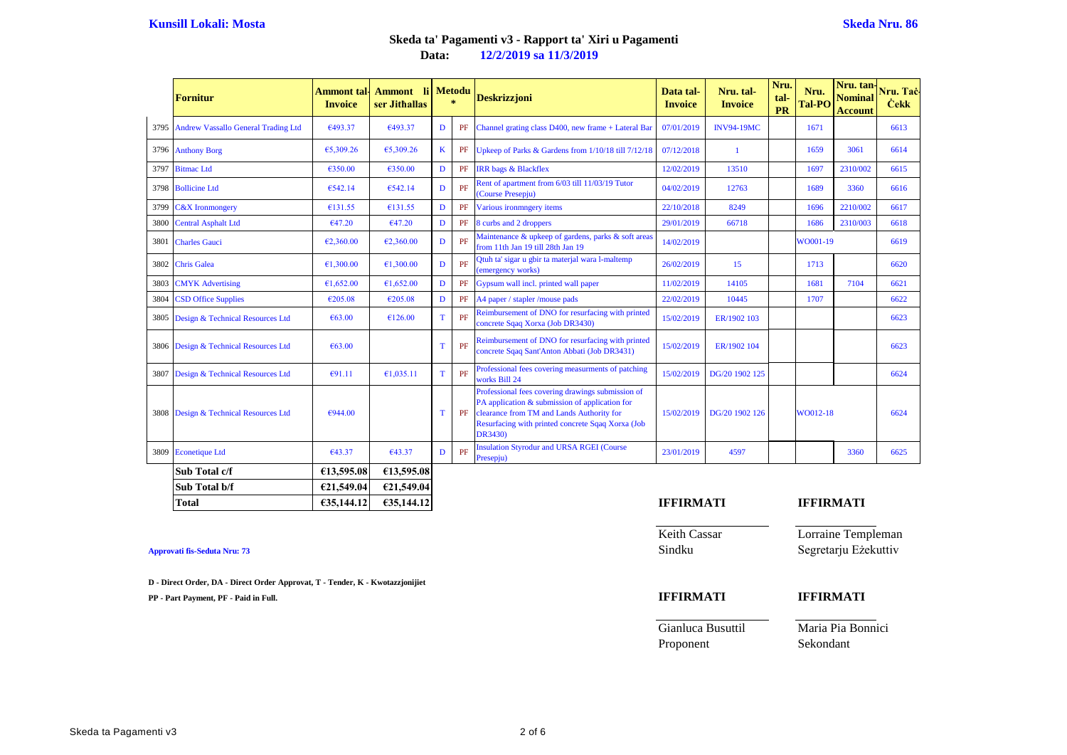**Kunsill Lokali: Mosta**

**Skeda Nru. 86**

## Skeda ta' Pagamenti v3 - Rapport ta' Xiri u Pagamenti

**Data: 12/2/2019 sa 11/3/2019**

| | Fornitur | Ammont tal-Invoice | Ammont li ser Jithallas | Metodu * | | Deskrizzjoni | Data tal-Invoice | Nru. tal-Invoice | Nru. tal-PR | Nru. Tal-PO | Nru. tan-Nominal Account | Nru. Taċ-Ċekk |
|---|---|---|---|---|---|---|---|---|---|---|---|---|
| 3795 | Andrew Vassallo General Trading Ltd | €493.37 | €493.37 | D | PF | Channel grating class D400, new frame + Lateral Bar | 07/01/2019 | INV94-19MC | | 1671 | | 6613 |
| 3796 | Anthony Borg | €5,309.26 | €5,309.26 | K | PF | Upkeep of Parks & Gardens from 1/10/18 till 7/12/18 | 07/12/2018 | 1 | | 1659 | 3061 | 6614 |
| 3797 | Bitmac Ltd | €350.00 | €350.00 | D | PF | IRR bags & Blackflex | 12/02/2019 | 13510 | | 1697 | 2310/002 | 6615 |
| 3798 | Bollicine Ltd | €542.14 | €542.14 | D | PF | Rent of apartment from 6/03 till 11/03/19 Tutor (Course Presepju) | 04/02/2019 | 12763 | | 1689 | 3360 | 6616 |
| 3799 | C&X Ironmongery | €131.55 | €131.55 | D | PF | Various ironmngery items | 22/10/2018 | 8249 | | 1696 | 2210/002 | 6617 |
| 3800 | Central Asphalt Ltd | €47.20 | €47.20 | D | PF | 8 curbs and 2 droppers | 29/01/2019 | 66718 | | 1686 | 2310/003 | 6618 |
| 3801 | Charles Gauci | €2,360.00 | €2,360.00 | D | PF | Maintenance & upkeep of gardens, parks & soft areas from 11th Jan 19 till 28th Jan 19 | 14/02/2019 | | | WO001-19 | | 6619 |
| 3802 | Chris Galea | €1,300.00 | €1,300.00 | D | PF | Qtuh ta' sigar u gbir ta materjal wara l-maltemp (emergency works) | 26/02/2019 | 15 | | 1713 | | 6620 |
| 3803 | CMYK Advertising | €1,652.00 | €1,652.00 | D | PF | Gypsum wall incl. printed wall paper | 11/02/2019 | 14105 | | 1681 | 7104 | 6621 |
| 3804 | CSD Office Supplies | €205.08 | €205.08 | D | PF | A4 paper / stapler /mouse pads | 22/02/2019 | 10445 | | 1707 | | 6622 |
| 3805 | Design & Technical Resources Ltd | €63.00 | €126.00 | T | PF | Reimbursement of DNO for resurfacing with printed concrete Sqaq Xorxa (Job DR3430) | 15/02/2019 | ER/1902 103 | | | | 6623 |
| 3806 | Design & Technical Resources Ltd | €63.00 | | T | PF | Reimbursement of DNO for resurfacing with printed concrete Sqaq Sant'Anton Abbati (Job DR3431) | 15/02/2019 | ER/1902 104 | | | | 6623 |
| 3807 | Design & Technical Resources Ltd | €91.11 | €1,035.11 | T | PF | Professional fees covering measurments of patching works Bill 24 | 15/02/2019 | DG/20 1902 125 | | | | 6624 |
| 3808 | Design & Technical Resources Ltd | €944.00 | | T | PF | Professional fees covering drawings submission of PA application & submission of application for clearance from TM and Lands Authority for Resurfacing with printed concrete Sqaq Xorxa (Job DR3430) | 15/02/2019 | DG/20 1902 126 | | WO012-18 | | 6624 |
| 3809 | Econetique Ltd | €43.37 | €43.37 | D | PF | Insulation Styrodur and URSA RGEI (Course Presepju) | 23/01/2019 | 4597 | | | 3360 | 6625 |
| | **Sub Total c/f** | **€13,595.08** | **€13,595.08** | | | | | | | | | |
| | **Sub Total b/f** | **€21,549.04** | **€21,549.04** | | | | | | | | | |
| | **Total** | **€35,144.12** | **€35,144.12** | | | | | | | | | |

**Approvati fis-Seduta Nru: 73**

D - Direct Order, DA - Direct Order Approvat, T - Tender, K - Kwotazzjonijiet

PP - Part Payment, PF - Paid in Full.

**IFFIRMATI**

Keith Cassar
Sindku

**IFFIRMATI**

Lorraine Templeman
Segretarju Eżekuttiv

**IFFIRMATI**

Gianluca Busuttil
Proponent

**IFFIRMATI**

Maria Pia Bonnici
Sekondant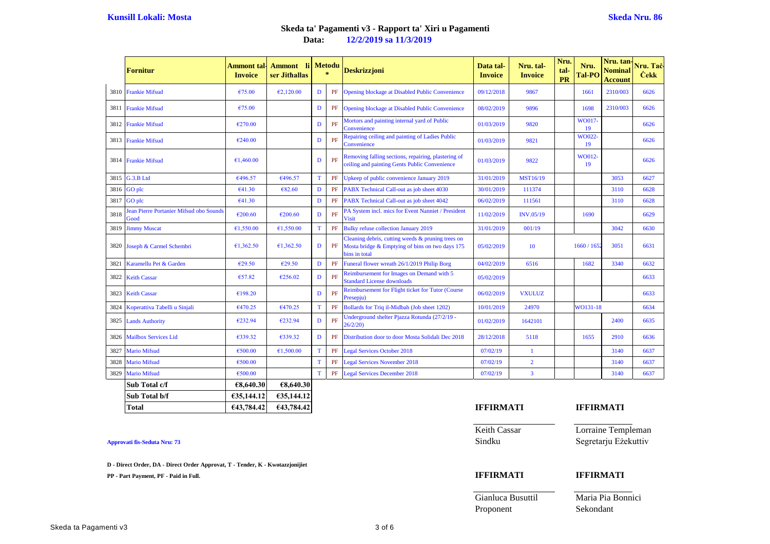**Kunsill Lokali: Mosta** **Skeda Nru. 86**

## Skeda ta' Pagamenti v3 - Rapport ta' Xiri u Pagamenti

**Data: 12/2/2019 sa 11/3/2019**

| | Fornitur | Ammont tal-Invoice | Ammont li ser Jithallas | Metodu * | | Deskrizzjoni | Data tal-Invoice | Nru. tal-Invoice | Nru. tal-PR | Nru. Tal-PO | Nru. tan-Nominal Account | Nru. Taċ-Ċekk |
|---|---|---|---|---|---|---|---|---|---|---|---|---|
| 3810 | Frankie Mifsud | €75.00 | €2,120.00 | D | PF | Opening blockage at Disabled Public Convenience | 09/12/2018 | 9867 | | 1661 | 2310/003 | 6626 |
| 3811 | Frankie Mifsud | €75.00 | | D | PF | Opening blockage at Disabled Public Convenience | 08/02/2019 | 9896 | | 1698 | 2310/003 | 6626 |
| 3812 | Frankie Mifsud | €270.00 | | D | PF | Mortors and painting internal yard of Public Convenience | 01/03/2019 | 9820 | | WO017-19 | | 6626 |
| 3813 | Frankie Mifsud | €240.00 | | D | PF | Repairing ceiling and painting of Ladies Public Convenience | 01/03/2019 | 9821 | | WO022-19 | | 6626 |
| 3814 | Frankie Mifsud | €1,460.00 | | D | PF | Removing falling sections, repairing, plastering of ceiling and painting Gents Public Convenience | 01/03/2019 | 9822 | | WO012-19 | | 6626 |
| 3815 | G.3.B Ltd | €496.57 | €496.57 | T | PF | Upkeep of public convenience January 2019 | 31/01/2019 | MST16/19 | | | 3053 | 6627 |
| 3816 | GO plc | €41.30 | €82.60 | D | PF | PABX Technical Call-out as job sheet 4030 | 30/01/2019 | 111374 | | | 3110 | 6628 |
| 3817 | GO plc | €41.30 | | D | PF | PABX Technical Call-out as job sheet 4042 | 06/02/2019 | 111561 | | | 3110 | 6628 |
| 3818 | Jean Pierre Portanier Mifsud obo Sounds Good | €200.60 | €200.60 | D | PF | PA System incl. mics for Event Nanniet / President Visit | 11/02/2019 | INV.05/19 | | 1690 | | 6629 |
| 3819 | Jimmy Muscat | €1,550.00 | €1,550.00 | T | PF | Bulky refuse collection January 2019 | 31/01/2019 | 001/19 | | | 3042 | 6630 |
| 3820 | Joseph & Carmel Schembri | €1,362.50 | €1,362.50 | D | PF | Cleaning debris, cutting weeds & pruning trees on Mosta bridge & Emptying of bins on two days 175 bins in total | 05/02/2019 | 10 | | 1660 / 1652 | 3051 | 6631 |
| 3821 | Karamellu Pet & Garden | €29.50 | €29.50 | D | PF | Funeral flower wreath 26/1/2019 Philip Borg | 04/02/2019 | 6516 | | 1682 | 3340 | 6632 |
| 3822 | Keith Cassar | €57.82 | €256.02 | D | PF | Reimbursement for Images on Demand with 5 Standard License downloads | 05/02/2019 | | | | | 6633 |
| 3823 | Keith Cassar | €198.20 | | D | PF | Reimbursement for Flight ticket for Tutor (Course Presepju) | 06/02/2019 | VXULUZ | | | | 6633 |
| 3824 | Koperattiva Tabelli u Sinjali | €470.25 | €470.25 | T | PF | Bollards for Triq il-Midbah (Job sheet 1202) | 10/01/2019 | 24970 | | WO131-18 | | 6634 |
| 3825 | Lands Authority | €232.94 | €232.94 | D | PF | Underground shelter Pjazza Rotunda (27/2/19 - 26/2/20) | 01/02/2019 | 1642101 | | | 2400 | 6635 |
| 3826 | Mailbox Services Ltd | €339.32 | €339.32 | D | PF | Distribution door to door Mosta Solidali Dec 2018 | 28/12/2018 | 5118 | | 1655 | 2910 | 6636 |
| 3827 | Mario Mifsud | €500.00 | €1,500.00 | T | PF | Legal Services October 2018 | 07/02/19 | 1 | | | 3140 | 6637 |
| 3828 | Mario Mifsud | €500.00 | | T | PF | Legal Services November 2018 | 07/02/19 | 2 | | | 3140 | 6637 |
| 3829 | Mario Mifsud | €500.00 | | T | PF | Legal Services December 2018 | 07/02/19 | 3 | | | 3140 | 6637 |
| | **Sub Total c/f** | **€8,640.30** | **€8,640.30** | | | | | | | | | |
| | **Sub Total b/f** | **€35,144.12** | **€35,144.12** | | | | | | | | | |
| | **Total** | **€43,784.42** | **€43,784.42** | | | | | | | | | |

**IFFIRMATI**

Keith Cassar
Sindku

**IFFIRMATI**

Lorraine Templeman
Segretarju Eżekuttiv

**Approvati fis-Seduta Nru: 73**

**D - Direct Order, DA - Direct Order Approvat, T - Tender, K - Kwotazzjonijiet**

**PP - Part Payment, PF - Paid in Full.**

**IFFIRMATI**

Gianluca Busuttil
Proponent

**IFFIRMATI**

Maria Pia Bonnici
Sekondant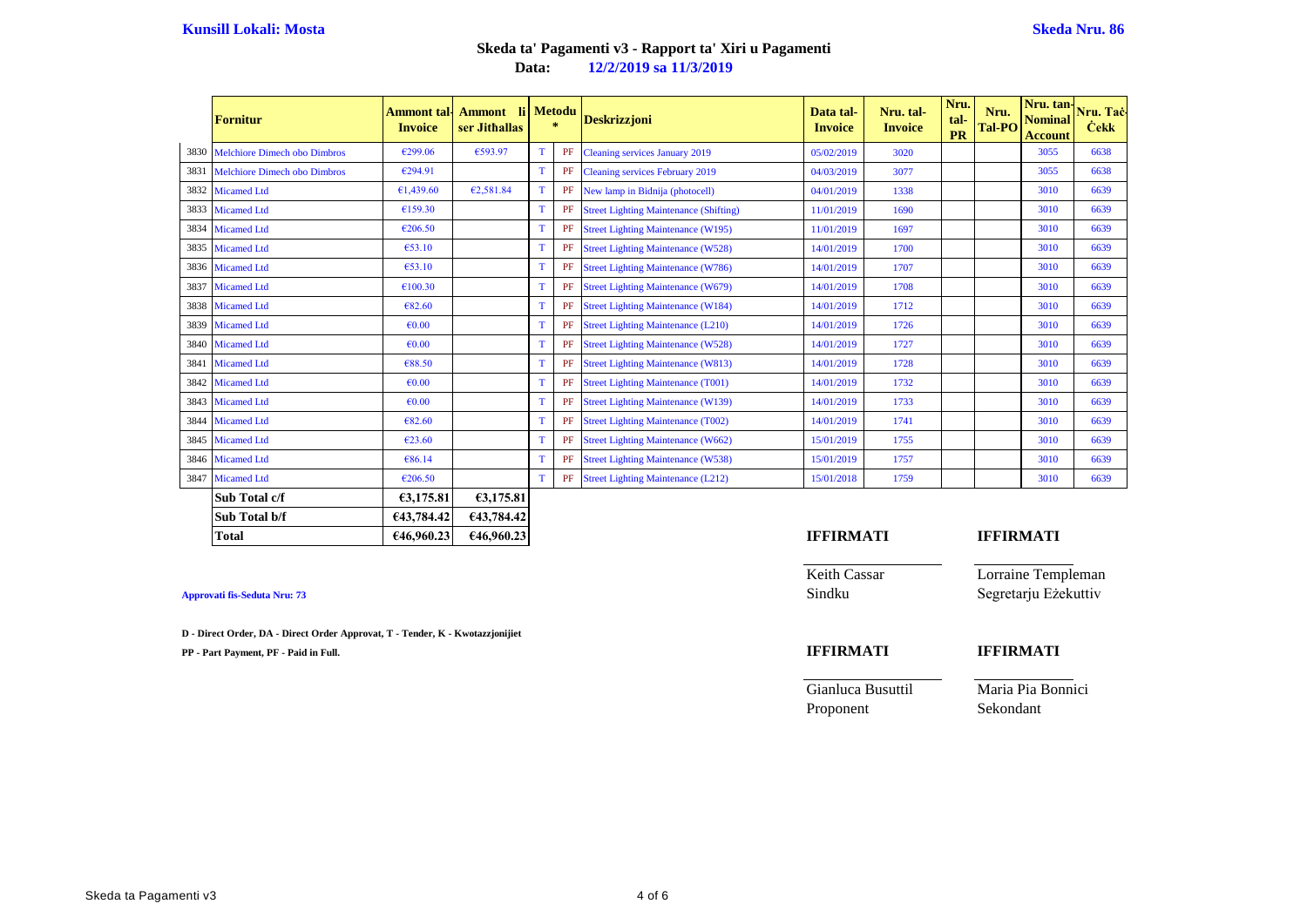**Kunsill Lokali: Mosta** **Skeda Nru. 86**

## Skeda ta' Pagamenti v3 - Rapport ta' Xiri u Pagamenti

**Data: 12/2/2019 sa 11/3/2019**

| | Fornitur | Ammont tal-Invoice | Ammont li ser Jithallas | Metodu * | | Deskrizzjoni | Data tal-Invoice | Nru. tal-Invoice | Nru. tal-PR | Nru. Tal-PO | Nru. tan-Nominal Account | Nru. taċ-Ċekk |
|---|---|---|---|---|---|---|---|---|---|---|---|---|
| 3830 | Melchiore Dimech obo Dimbros | €299.06 | €593.97 | T | PF | Cleaning services January 2019 | 05/02/2019 | 3020 | | | 3055 | 6638 |
| 3831 | Melchiore Dimech obo Dimbros | €294.91 | | T | PF | Cleaning services February 2019 | 04/03/2019 | 3077 | | | 3055 | 6638 |
| 3832 | Micamed Ltd | €1,439.60 | €2,581.84 | T | PF | New lamp in Bidnija (photocell) | 04/01/2019 | 1338 | | | 3010 | 6639 |
| 3833 | Micamed Ltd | €159.30 | | T | PF | Street Lighting Maintenance (Shifting) | 11/01/2019 | 1690 | | | 3010 | 6639 |
| 3834 | Micamed Ltd | €206.50 | | T | PF | Street Lighting Maintenance (W195) | 11/01/2019 | 1697 | | | 3010 | 6639 |
| 3835 | Micamed Ltd | €53.10 | | T | PF | Street Lighting Maintenance (W528) | 14/01/2019 | 1700 | | | 3010 | 6639 |
| 3836 | Micamed Ltd | €53.10 | | T | PF | Street Lighting Maintenance (W786) | 14/01/2019 | 1707 | | | 3010 | 6639 |
| 3837 | Micamed Ltd | €100.30 | | T | PF | Street Lighting Maintenance (W679) | 14/01/2019 | 1708 | | | 3010 | 6639 |
| 3838 | Micamed Ltd | €82.60 | | T | PF | Street Lighting Maintenance (W184) | 14/01/2019 | 1712 | | | 3010 | 6639 |
| 3839 | Micamed Ltd | €0.00 | | T | PF | Street Lighting Maintenance (L210) | 14/01/2019 | 1726 | | | 3010 | 6639 |
| 3840 | Micamed Ltd | €0.00 | | T | PF | Street Lighting Maintenance (W528) | 14/01/2019 | 1727 | | | 3010 | 6639 |
| 3841 | Micamed Ltd | €88.50 | | T | PF | Street Lighting Maintenance (W813) | 14/01/2019 | 1728 | | | 3010 | 6639 |
| 3842 | Micamed Ltd | €0.00 | | T | PF | Street Lighting Maintenance (T001) | 14/01/2019 | 1732 | | | 3010 | 6639 |
| 3843 | Micamed Ltd | €0.00 | | T | PF | Street Lighting Maintenance (W139) | 14/01/2019 | 1733 | | | 3010 | 6639 |
| 3844 | Micamed Ltd | €82.60 | | T | PF | Street Lighting Maintenance (T002) | 14/01/2019 | 1741 | | | 3010 | 6639 |
| 3845 | Micamed Ltd | €23.60 | | T | PF | Street Lighting Maintenance (W662) | 15/01/2019 | 1755 | | | 3010 | 6639 |
| 3846 | Micamed Ltd | €86.14 | | T | PF | Street Lighting Maintenance (W538) | 15/01/2019 | 1757 | | | 3010 | 6639 |
| 3847 | Micamed Ltd | €206.50 | | T | PF | Street Lighting Maintenance (L212) | 15/01/2018 | 1759 | | | 3010 | 6639 |
| | **Sub Total c/f** | **€3,175.81** | **€3,175.81** | | | | | | | | | |
| | **Sub Total b/f** | **€43,784.42** | **€43,784.42** | | | | | | | | | |
| | **Total** | **€46,960.23** | **€46,960.23** | | | | | | | | | |

**Approvati fis-Seduta Nru: 73**

**D - Direct Order, DA - Direct Order Approvat, T - Tender, K - Kwotazzjonijiet**

**PP - Part Payment, PF - Paid in Full.**

**IFFIRMATI**

Keith Cassar
Sindku

**IFFIRMATI**

Lorraine Templeman
Segretarju Eżekuttiv

**IFFIRMATI**

Gianluca Busuttil
Proponent

**IFFIRMATI**

Maria Pia Bonnici
Sekondant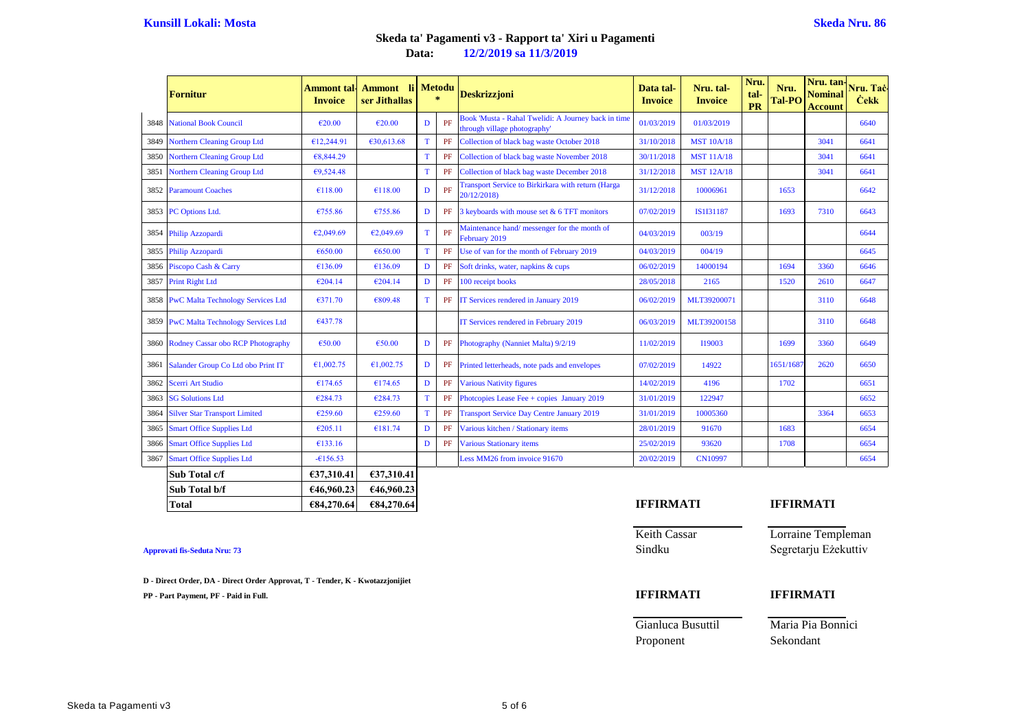**Kunsill Lokali: Mosta**

**Skeda Nru. 86**

## Skeda ta' Pagamenti v3 - Rapport ta' Xiri u Pagamenti

**Data: 12/2/2019 sa 11/3/2019**

| | Fornitur | Ammont tal-Invoice | Ammont li ser Jithallas | Metodu* | | Deskrizzjoni | Data tal-Invoice | Nru. tal-Invoice | Nru. tal-PR | Nru. Tal-PO | Nru. tan-Nominal Account | Nru. Taċ-Ċekk |
|---|---|---|---|---|---|---|---|---|---|---|---|---|
| 3848 | National Book Council | €20.00 | €20.00 | D | PF | Book 'Musta - Rahal Twelidi: A Journey back in time through village photography' | 01/03/2019 | 01/03/2019 | | | | 6640 |
| 3849 | Northern Cleaning Group Ltd | €12,244.91 | €30,613.68 | T | PF | Collection of black bag waste October 2018 | 31/10/2018 | MST 10A/18 | | | 3041 | 6641 |
| 3850 | Northern Cleaning Group Ltd | €8,844.29 | | T | PF | Collection of black bag waste November 2018 | 30/11/2018 | MST 11A/18 | | | 3041 | 6641 |
| 3851 | Northern Cleaning Group Ltd | €9,524.48 | | T | PF | Collection of black bag waste December 2018 | 31/12/2018 | MST 12A/18 | | | 3041 | 6641 |
| 3852 | Paramount Coaches | €118.00 | €118.00 | D | PF | Transport Service to Birkirkara with return (Harga 20/12/2018) | 31/12/2018 | 10006961 | | 1653 | | 6642 |
| 3853 | PC Options Ltd. | €755.86 | €755.86 | D | PF | 3 keyboards with mouse set & 6 TFT monitors | 07/02/2019 | IS1I31187 | | 1693 | 7310 | 6643 |
| 3854 | Philip Azzopardi | €2,049.69 | €2,049.69 | T | PF | Maintenance hand/ messenger for the month of February 2019 | 04/03/2019 | 003/19 | | | | 6644 |
| 3855 | Philip Azzopardi | €650.00 | €650.00 | T | PF | Use of van for the month of February 2019 | 04/03/2019 | 004/19 | | | | 6645 |
| 3856 | Piscopo Cash & Carry | €136.09 | €136.09 | D | PF | Soft drinks, water, napkins & cups | 06/02/2019 | 14000194 | | 1694 | 3360 | 6646 |
| 3857 | Print Right Ltd | €204.14 | €204.14 | D | PF | 100 receipt books | 28/05/2018 | 2165 | | 1520 | 2610 | 6647 |
| 3858 | PwC Malta Technology Services Ltd | €371.70 | €809.48 | T | PF | IT Services rendered in January 2019 | 06/02/2019 | MLT39200071 | | | 3110 | 6648 |
| 3859 | PwC Malta Technology Services Ltd | €437.78 | | | | IT Services rendered in February 2019 | 06/03/2019 | MLT39200158 | | | 3110 | 6648 |
| 3860 | Rodney Cassar obo RCP Photography | €50.00 | €50.00 | D | PF | Photography (Nanniet Malta) 9/2/19 | 11/02/2019 | I19003 | | 1699 | 3360 | 6649 |
| 3861 | Salander Group Co Ltd obo Print IT | €1,002.75 | €1,002.75 | D | PF | Printed letterheads, note pads and envelopes | 07/02/2019 | 14922 | | 1651/1687 | 2620 | 6650 |
| 3862 | Scerri Art Studio | €174.65 | €174.65 | D | PF | Various Nativity figures | 14/02/2019 | 4196 | | 1702 | | 6651 |
| 3863 | SG Solutions Ltd | €284.73 | €284.73 | T | PF | Photcopies Lease Fee + copies January 2019 | 31/01/2019 | 122947 | | | | 6652 |
| 3864 | Silver Star Transport Limited | €259.60 | €259.60 | T | PF | Transport Service Day Centre January 2019 | 31/01/2019 | 10005360 | | | 3364 | 6653 |
| 3865 | Smart Office Supplies Ltd | €205.11 | €181.74 | D | PF | Various kitchen / Stationary items | 28/01/2019 | 91670 | | 1683 | | 6654 |
| 3866 | Smart Office Supplies Ltd | €133.16 | | D | PF | Various Stationary items | 25/02/2019 | 93620 | | 1708 | | 6654 |
| 3867 | Smart Office Supplies Ltd | -€156.53 | | | | Less MM26 from invoice 91670 | 20/02/2019 | CN10997 | | | | 6654 |
| | **Sub Total c/f** | **€37,310.41** | **€37,310.41** | | | | | | | | | |
| | **Sub Total b/f** | **€46,960.23** | **€46,960.23** | | | | | | | | | |
| | **Total** | **€84,270.64** | **€84,270.64** | | | | | | | | | |

**IFFIRMATI**

Keith Cassar
Sindku

**IFFIRMATI**

Lorraine Templeman
Segretarju Eżekuttiv

**Approvati fis-Seduta Nru: 73**

**D - Direct Order, DA - Direct Order Approvat, T - Tender, K - Kwotazzjonijiet**

**PP - Part Payment, PF - Paid in Full.**

**IFFIRMATI**

Gianluca Busuttil
Proponent

**IFFIRMATI**

Maria Pia Bonnici
Sekondant

Skeda ta Pagamenti v3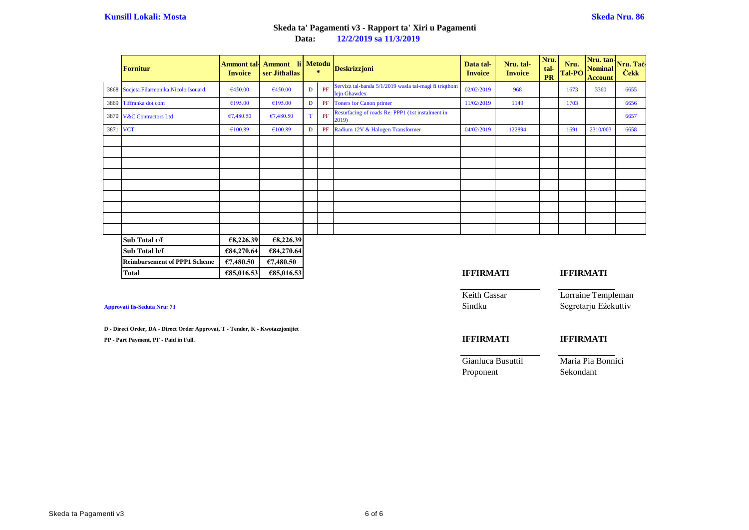**Kunsill Lokali: Mosta**

**Skeda Nru. 86**

## Skeda ta' Pagamenti v3 - Rapport ta' Xiri u Pagamenti

**Data: 12/2/2019 sa 11/3/2019**

| | Fornitur | Ammont tal-Invoice | Ammont li ser Jithallas | Metodu * | | Deskrizzjoni | Data tal-Invoice | Nru. tal-Invoice | Nru. tal-PR | Nru. Tal-PO | Nru. tan-Nominal Account | Nru. Taċ-Ċekk |
|---|---|---|---|---|---|---|---|---|---|---|---|---|
| 3868 | Socjeta Filarmonika Nicolo Isouard | €450.00 | €450.00 | D | PF | Servizz tal-banda 5/1/2019 wasla tal-magi fi triqthom lejn Ghawdex | 02/02/2019 | 968 | | 1673 | 3360 | 6655 |
| 3869 | Tiffranka dot com | €195.00 | €195.00 | D | PF | Toners for Canon printer | 11/02/2019 | 1149 | | 1703 | | 6656 |
| 3870 | V&C Contractors Ltd | €7,480.50 | €7,480.50 | T | PF | Resurfacing of roads Re: PPP1 (1st instalment in 2019) | | | | | | 6657 |
| 3871 | VCT | €100.89 | €100.89 | D | PF | Radium 12V & Halogen Transformer | 04/02/2019 | 122894 | | 1691 | 2310/003 | 6658 |

| | | |
|---|---|---|
| **Sub Total c/f** | **€8,226.39** | **€8,226.39** |
| **Sub Total b/f** | **€84,270.64** | **€84,270.64** |
| **Reimbursement of PPP1 Scheme** | **€7,480.50** | **€7,480.50** |
| **Total** | **€85,016.53** | **€85,016.53** |

**IFFIRMATI**

Keith Cassar
Sindku

**IFFIRMATI**

Lorraine Templeman
Segretarju Eżekuttiv

**Approvati fis-Seduta Nru: 73**

**D - Direct Order, DA - Direct Order Approvat, T - Tender, K - Kwotazzjonijiet**

**PP - Part Payment, PF - Paid in Full.**

**IFFIRMATI**

Gianluca Busuttil
Proponent

**IFFIRMATI**

Maria Pia Bonnici
Sekondant